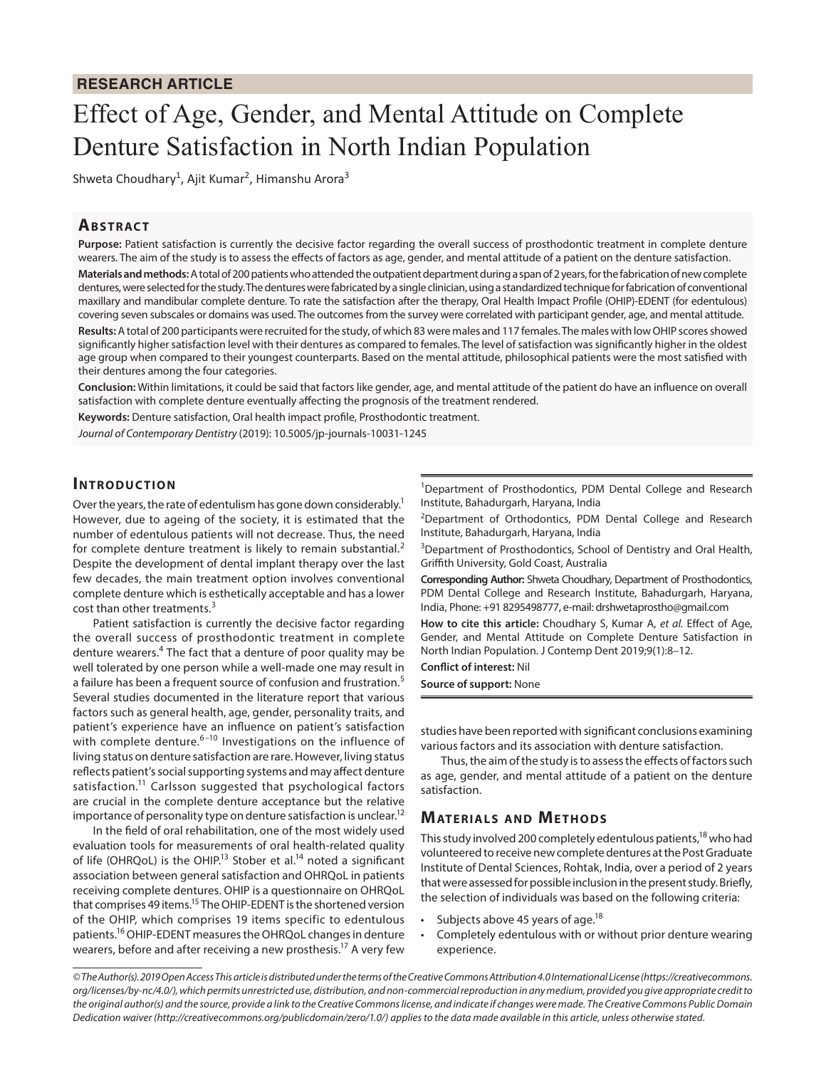RESEARCH ARTICLE

# Effect of Age, Gender, and Mental Attitude on Complete Denture Satisfaction in North Indian Population

Shweta Choudhary[1], Ajit Kumar[2], Himanshu Arora[3]

## Abstract

**Purpose:** Patient satisfaction is currently the decisive factor regarding the overall success of prosthodontic treatment in complete denture wearers. The aim of the study is to assess the effects of factors as age, gender, and mental attitude of a patient on the denture satisfaction.

**Materials and methods:** A total of 200 patients who attended the outpatient department during a span of 2 years, for the fabrication of new complete dentures, were selected for the study. The dentures were fabricated by a single clinician, using a standardized technique for fabrication of conventional maxillary and mandibular complete denture. To rate the satisfaction after the therapy, Oral Health Impact Profile (OHIP)-EDENT (for edentulous) covering seven subscales or domains was used. The outcomes from the survey were correlated with participant gender, age, and mental attitude.

**Results:** A total of 200 participants were recruited for the study, of which 83 were males and 117 females. The males with low OHIP scores showed significantly higher satisfaction level with their dentures as compared to females. The level of satisfaction was significantly higher in the oldest age group when compared to their youngest counterparts. Based on the mental attitude, philosophical patients were the most satisfied with their dentures among the four categories.

**Conclusion:** Within limitations, it could be said that factors like gender, age, and mental attitude of the patient do have an influence on overall satisfaction with complete denture eventually affecting the prognosis of the treatment rendered.

**Keywords:** Denture satisfaction, Oral health impact profile, Prosthodontic treatment.

*Journal of Contemporary Dentistry* (2019): 10.5005/jp-journals-10031-1245

## Introduction

Over the years, the rate of edentulism has gone down considerably.[1] However, due to ageing of the society, it is estimated that the number of edentulous patients will not decrease. Thus, the need for complete denture treatment is likely to remain substantial.[2] Despite the development of dental implant therapy over the last few decades, the main treatment option involves conventional complete denture which is esthetically acceptable and has a lower cost than other treatments.[3]

Patient satisfaction is currently the decisive factor regarding the overall success of prosthodontic treatment in complete denture wearers.[4] The fact that a denture of poor quality may be well tolerated by one person while a well-made one may result in a failure has been a frequent source of confusion and frustration.[5] Several studies documented in the literature report that various factors such as general health, age, gender, personality traits, and patient's experience have an influence on patient's satisfaction with complete denture.[6–10] Investigations on the influence of living status on denture satisfaction are rare. However, living status reflects patient's social supporting systems and may affect denture satisfaction.[11] Carlsson suggested that psychological factors are crucial in the complete denture acceptance but the relative importance of personality type on denture satisfaction is unclear.[12]

In the field of oral rehabilitation, one of the most widely used evaluation tools for measurements of oral health-related quality of life (OHRQoL) is the OHIP.[13] Stober et al.[14] noted a significant association between general satisfaction and OHRQoL in patients receiving complete dentures. OHIP is a questionnaire on OHRQoL that comprises 49 items.[15] The OHIP-EDENT is the shortened version of the OHIP, which comprises 19 items specific to edentulous patients.[16] OHIP-EDENT measures the OHRQoL changes in denture wearers, before and after receiving a new prosthesis.[17] A very few studies have been reported with significant conclusions examining various factors and its association with denture satisfaction.

Thus, the aim of the study is to assess the effects of factors such as age, gender, and mental attitude of a patient on the denture satisfaction.

## Materials and Methods

This study involved 200 completely edentulous patients,[18] who had volunteered to receive new complete dentures at the Post Graduate Institute of Dental Sciences, Rohtak, India, over a period of 2 years that were assessed for possible inclusion in the present study. Briefly, the selection of individuals was based on the following criteria:

- Subjects above 45 years of age.[18]
- Completely edentulous with or without prior denture wearing experience.

---

[1]Department of Prosthodontics, PDM Dental College and Research Institute, Bahadurgarh, Haryana, India

[2]Department of Orthodontics, PDM Dental College and Research Institute, Bahadurgarh, Haryana, India

[3]Department of Prosthodontics, School of Dentistry and Oral Health, Griffith University, Gold Coast, Australia

**Corresponding Author:** Shweta Choudhary, Department of Prosthodontics, PDM Dental College and Research Institute, Bahadurgarh, Haryana, India, Phone: +91 8295498777, e-mail: drshwetaprostho@gmail.com

**How to cite this article:** Choudhary S, Kumar A, *et al.* Effect of Age, Gender, and Mental Attitude on Complete Denture Satisfaction in North Indian Population. J Contemp Dent 2019;9(1):8–12.

**Conflict of interest:** Nil

**Source of support:** None

*© The Author(s). 2019 Open Access This article is distributed under the terms of the Creative Commons Attribution 4.0 International License (https://creativecommons.org/licenses/by-nc/4.0/), which permits unrestricted use, distribution, and non-commercial reproduction in any medium, provided you give appropriate credit to the original author(s) and the source, provide a link to the Creative Commons license, and indicate if changes were made. The Creative Commons Public Domain Dedication waiver (http://creativecommons.org/publicdomain/zero/1.0/) applies to the data made available in this article, unless otherwise stated.*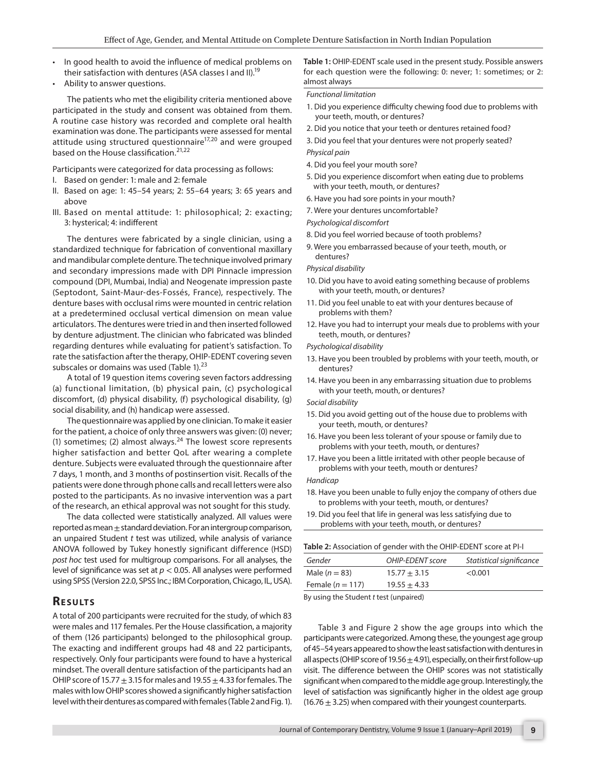- In good health to avoid the influence of medical problems on their satisfaction with dentures (ASA classes I and II).[19]
- Ability to answer questions.

The patients who met the eligibility criteria mentioned above participated in the study and consent was obtained from them. A routine case history was recorded and complete oral health examination was done. The participants were assessed for mental attitude using structured questionnaire[17,20] and were grouped based on the House classification.[21,22]

Participants were categorized for data processing as follows:

I. Based on gender: 1: male and 2: female
II. Based on age: 1: 45–54 years; 2: 55–64 years; 3: 65 years and above
III. Based on mental attitude: 1: philosophical; 2: exacting; 3: hysterical; 4: indifferent

The dentures were fabricated by a single clinician, using a standardized technique for fabrication of conventional maxillary and mandibular complete denture. The technique involved primary and secondary impressions made with DPI Pinnacle impression compound (DPI, Mumbai, India) and Neogenate impression paste (Septodont, Saint-Maur-des-Fossés, France), respectively. The denture bases with occlusal rims were mounted in centric relation at a predetermined occlusal vertical dimension on mean value articulators. The dentures were tried in and then inserted followed by denture adjustment. The clinician who fabricated was blinded regarding dentures while evaluating for patient's satisfaction. To rate the satisfaction after the therapy, OHIP-EDENT covering seven subscales or domains was used (Table 1).[23]

A total of 19 question items covering seven factors addressing (a) functional limitation, (b) physical pain, (c) psychological discomfort, (d) physical disability, (f) psychological disability, (g) social disability, and (h) handicap were assessed.

The questionnaire was applied by one clinician. To make it easier for the patient, a choice of only three answers was given: (0) never; (1) sometimes; (2) almost always.[24] The lowest score represents higher satisfaction and better QoL after wearing a complete denture. Subjects were evaluated through the questionnaire after 7 days, 1 month, and 3 months of postinsertion visit. Recalls of the patients were done through phone calls and recall letters were also posted to the participants. As no invasive intervention was a part of the research, an ethical approval was not sought for this study.

The data collected were statistically analyzed. All values were reported as mean ± standard deviation. For an intergroup comparison, an unpaired Student *t* test was utilized, while analysis of variance ANOVA followed by Tukey honestly significant difference (HSD) *post hoc* test used for multigroup comparisons. For all analyses, the level of significance was set at $p < 0.05$. All analyses were performed using SPSS (Version 22.0, SPSS Inc.; IBM Corporation, Chicago, IL, USA).

## Results

A total of 200 participants were recruited for the study, of which 83 were males and 117 females. Per the House classification, a majority of them (126 participants) belonged to the philosophical group. The exacting and indifferent groups had 48 and 22 participants, respectively. Only four participants were found to have a hysterical mindset. The overall denture satisfaction of the participants had an OHIP score of 15.77 ± 3.15 for males and 19.55 ± 4.33 for females. The males with low OHIP scores showed a significantly higher satisfaction level with their dentures as compared with females (Table 2 and Fig. 1).

**Table 1:** OHIP-EDENT scale used in the present study. Possible answers for each question were the following: 0: never; 1: sometimes; or 2: almost always

*Functional limitation*

1. Did you experience difficulty chewing food due to problems with your teeth, mouth, or dentures?
2. Did you notice that your teeth or dentures retained food?
3. Did you feel that your dentures were not properly seated?

*Physical pain*

4. Did you feel your mouth sore?
5. Did you experience discomfort when eating due to problems with your teeth, mouth, or dentures?
6. Have you had sore points in your mouth?
7. Were your dentures uncomfortable?

*Psychological discomfort*

8. Did you feel worried because of tooth problems?
9. Were you embarrassed because of your teeth, mouth, or dentures?

*Physical disability*

10. Did you have to avoid eating something because of problems with your teeth, mouth, or dentures?
11. Did you feel unable to eat with your dentures because of problems with them?
12. Have you had to interrupt your meals due to problems with your teeth, mouth, or dentures?

*Psychological disability*

13. Have you been troubled by problems with your teeth, mouth, or dentures?
14. Have you been in any embarrassing situation due to problems with your teeth, mouth, or dentures?

*Social disability*

15. Did you avoid getting out of the house due to problems with your teeth, mouth, or dentures?
16. Have you been less tolerant of your spouse or family due to problems with your teeth, mouth, or dentures?
17. Have you been a little irritated with other people because of problems with your teeth, mouth or dentures?

*Handicap*

18. Have you been unable to fully enjoy the company of others due to problems with your teeth, mouth, or dentures?
19. Did you feel that life in general was less satisfying due to problems with your teeth, mouth, or dentures?

**Table 2:** Association of gender with the OHIP-EDENT score at PI-I

| *Gender* | *OHIP-EDENT score* | *Statistical significance* |
|---|---|---|
| Male ($n = 83$) | 15.77 ± 3.15 | <0.001 |
| Female ($n = 117$) | 19.55 ± 4.33 | |

By using the Student *t* test (unpaired)

Table 3 and Figure 2 show the age groups into which the participants were categorized. Among these, the youngest age group of 45–54 years appeared to show the least satisfaction with dentures in all aspects (OHIP score of 19.56 ± 4.91), especially, on their first follow-up visit. The difference between the OHIP scores was not statistically significant when compared to the middle age group. Interestingly, the level of satisfaction was significantly higher in the oldest age group (16.76 ± 3.25) when compared with their youngest counterparts.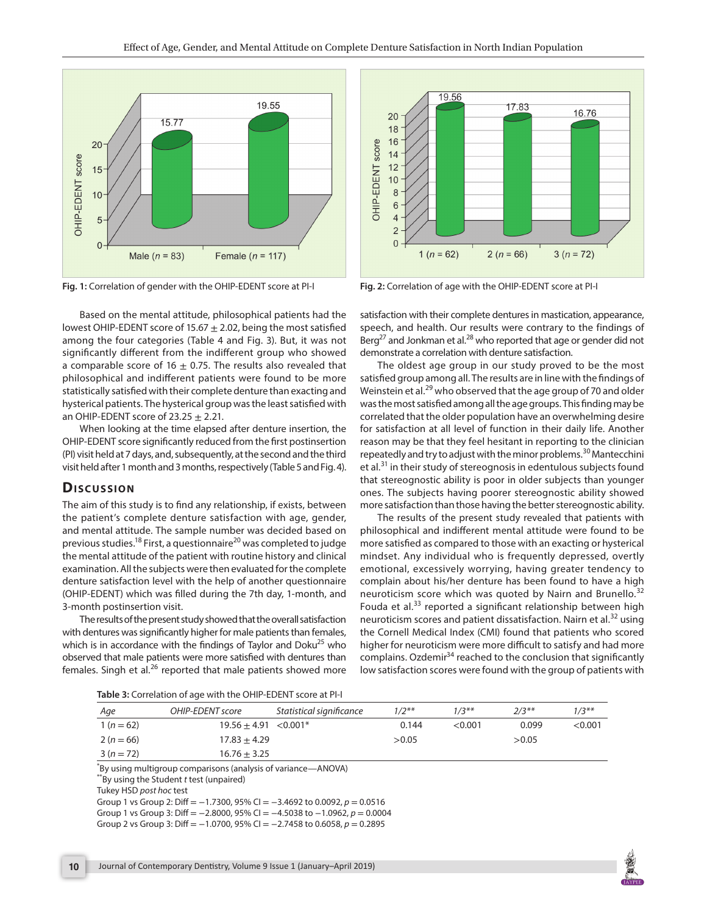Fig. 1: Correlation of gender with the OHIP-EDENT score at PI-I

Fig. 2: Correlation of age with the OHIP-EDENT score at PI-I

Based on the mental attitude, philosophical patients had the lowest OHIP-EDENT score of 15.67 ± 2.02, being the most satisfied among the four categories (Table 4 and Fig. 3). But, it was not significantly different from the indifferent group who showed a comparable score of 16 ± 0.75. The results also revealed that philosophical and indifferent patients were found to be more statistically satisfied with their complete denture than exacting and hysterical patients. The hysterical group was the least satisfied with an OHIP-EDENT score of 23.25 ± 2.21.

When looking at the time elapsed after denture insertion, the OHIP-EDENT score significantly reduced from the first postinsertion (PI) visit held at 7 days, and, subsequently, at the second and the third visit held after 1 month and 3 months, respectively (Table 5 and Fig. 4).

## Discussion

The aim of this study is to find any relationship, if exists, between the patient's complete denture satisfaction with age, gender, and mental attitude. The sample number was decided based on previous studies.[18] First, a questionnaire[20] was completed to judge the mental attitude of the patient with routine history and clinical examination. All the subjects were then evaluated for the complete denture satisfaction level with the help of another questionnaire (OHIP-EDENT) which was filled during the 7th day, 1-month, and 3-month postinsertion visit.

The results of the present study showed that the overall satisfaction with dentures was significantly higher for male patients than females, which is in accordance with the findings of Taylor and Doku[25] who observed that male patients were more satisfied with dentures than females. Singh et al.[26] reported that male patients showed more satisfaction with their complete dentures in mastication, appearance, speech, and health. Our results were contrary to the findings of Berg[27] and Jonkman et al.[28] who reported that age or gender did not demonstrate a correlation with denture satisfaction.

The oldest age group in our study proved to be the most satisfied group among all. The results are in line with the findings of Weinstein et al.[29] who observed that the age group of 70 and older was the most satisfied among all the age groups. This finding may be correlated that the older population have an overwhelming desire for satisfaction at all level of function in their daily life. Another reason may be that they feel hesitant in reporting to the clinician repeatedly and try to adjust with the minor problems.[30] Mantecchini et al.[31] in their study of stereognosis in edentulous subjects found that stereognostic ability is poor in older subjects than younger ones. The subjects having poorer stereognostic ability showed more satisfaction than those having the better stereognostic ability.

The results of the present study revealed that patients with philosophical and indifferent mental attitude were found to be more satisfied as compared to those with an exacting or hysterical mindset. Any individual who is frequently depressed, overtly emotional, excessively worrying, having greater tendency to complain about his/her denture has been found to have a high neuroticism score which was quoted by Nairn and Brunello.[32] Fouda et al.[33] reported a significant relationship between high neuroticism scores and patient dissatisfaction. Nairn et al.[32] using the Cornell Medical Index (CMI) found that patients who scored higher for neuroticism were more difficult to satisfy and had more complains. Ozdemir[34] reached to the conclusion that significantly low satisfaction scores were found with the group of patients with

**Table 3:** Correlation of age with the OHIP-EDENT score at PI-I

| *Age* | *OHIP-EDENT score* | *Statistical significance* | *1/2*** | *1/3*** | *2/3*** | *1/3*** |
|---|---|---|---|---|---|---|
| 1 (n = 62) | 19.56 ± 4.91 | <0.001* | 0.144 | <0.001 | 0.099 | <0.001 |
| 2 (n = 66) | 17.83 ± 4.29 | | >0.05 | | >0.05 | |
| 3 (n = 72) | 16.76 ± 3.25 | | | | | |

*By using multigroup comparisons (analysis of variance—ANOVA)
**By using the Student *t* test (unpaired)
Tukey HSD *post hoc* test
Group 1 vs Group 2: Diff = −1.7300, 95% CI = −3.4692 to 0.0092, p = 0.0516
Group 1 vs Group 3: Diff = −2.8000, 95% CI = −4.5038 to −1.0962, p = 0.0004
Group 2 vs Group 3: Diff = −1.0700, 95% CI = −2.7458 to 0.6058, p = 0.2895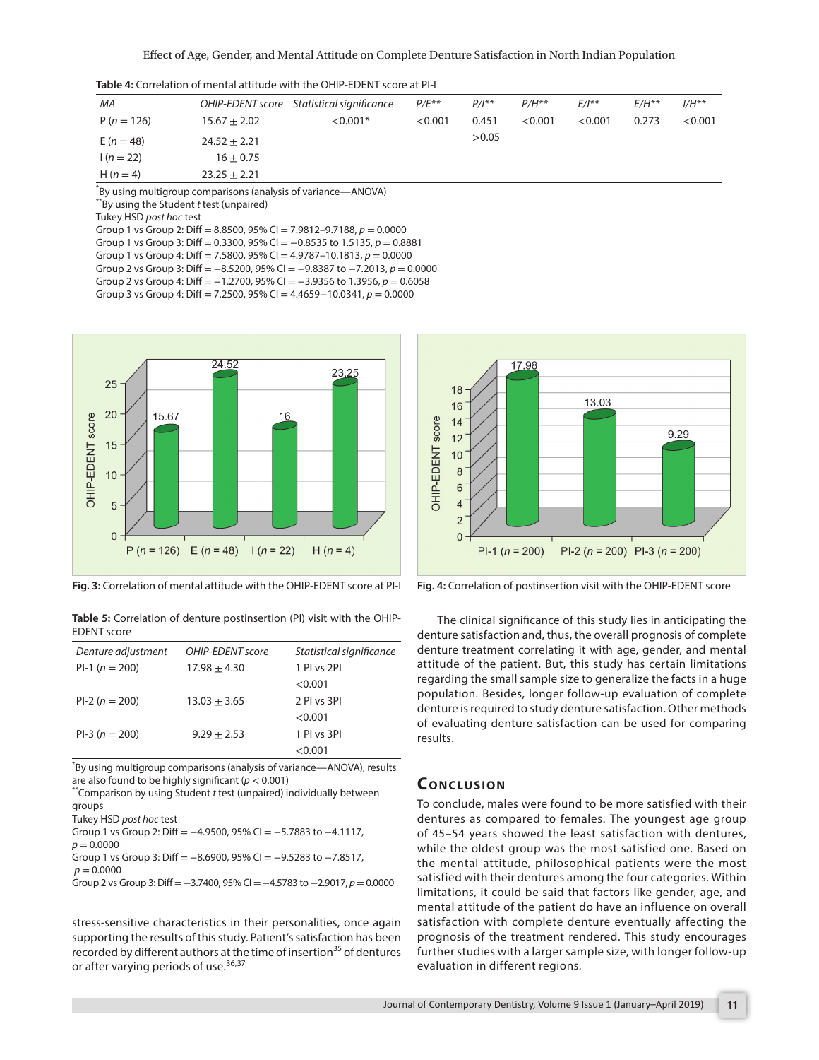**Table 4:** Correlation of mental attitude with the OHIP-EDENT score at PI-I

| *MA* | *OHIP-EDENT score* | *Statistical significance* | *P/E*** | *P/I*** | *P/H*** | *E/I*** | *E/H*** | *I/H*** |
|---|---|---|---|---|---|---|---|---|
| P ($n = 126$) | 15.67 ± 2.02 | <0.001* | <0.001 | 0.451 | <0.001 | <0.001 | 0.273 | <0.001 |
| E ($n = 48$) | 24.52 ± 2.21 | | | >0.05 | | | | |
| I ($n = 22$) | 16 ± 0.75 | | | | | | | |
| H ($n = 4$) | 23.25 ± 2.21 | | | | | | | |

*By using multigroup comparisons (analysis of variance—ANOVA)
**By using the Student *t* test (unpaired)
Tukey HSD *post hoc* test
Group 1 vs Group 2: Diff = 8.8500, 95% CI = 7.9812–9.7188, $p = 0.0000$
Group 1 vs Group 3: Diff = 0.3300, 95% CI = −0.8535 to 1.5135, $p = 0.8881$
Group 1 vs Group 4: Diff = 7.5800, 95% CI = 4.9787–10.1813, $p = 0.0000$
Group 2 vs Group 3: Diff = −8.5200, 95% CI = −9.8387 to −7.2013, $p = 0.0000$
Group 2 vs Group 4: Diff = −1.2700, 95% CI = −3.9356 to 1.3956, $p = 0.6058$
Group 3 vs Group 4: Diff = 7.2500, 95% CI = 4.4659−10.0341, $p = 0.0000$

**Fig. 3:** Correlation of mental attitude with the OHIP-EDENT score at PI-I

**Fig. 4:** Correlation of postinsertion visit with the OHIP-EDENT score

**Table 5:** Correlation of denture postinsertion (PI) visit with the OHIP-EDENT score

| *Denture adjustment* | *OHIP-EDENT score* | *Statistical significance* |
|---|---|---|
| PI-1 ($n = 200$) | 17.98 ± 4.30 | 1 PI vs 2PI |
| | | <0.001 |
| PI-2 ($n = 200$) | 13.03 ± 3.65 | 2 PI vs 3PI |
| | | <0.001 |
| PI-3 ($n = 200$) | 9.29 ± 2.53 | 1 PI vs 3PI |
| | | <0.001 |

*By using multigroup comparisons (analysis of variance—ANOVA), results are also found to be highly significant ($p < 0.001$)
**Comparison by using Student *t* test (unpaired) individually between groups
Tukey HSD *post hoc* test
Group 1 vs Group 2: Diff = −4.9500, 95% CI = −5.7883 to −4.1117, $p = 0.0000$
Group 1 vs Group 3: Diff = −8.6900, 95% CI = −9.5283 to −7.8517, $p = 0.0000$
Group 2 vs Group 3: Diff = −3.7400, 95% CI = −4.5783 to −2.9017, $p = 0.0000$

stress-sensitive characteristics in their personalities, once again supporting the results of this study. Patient's satisfaction has been recorded by different authors at the time of insertion[35] of dentures or after varying periods of use.[36,37]

The clinical significance of this study lies in anticipating the denture satisfaction and, thus, the overall prognosis of complete denture treatment correlating it with age, gender, and mental attitude of the patient. But, this study has certain limitations regarding the small sample size to generalize the facts in a huge population. Besides, longer follow-up evaluation of complete denture is required to study denture satisfaction. Other methods of evaluating denture satisfaction can be used for comparing results.

## Conclusion

To conclude, males were found to be more satisfied with their dentures as compared to females. The youngest age group of 45–54 years showed the least satisfaction with dentures, while the oldest group was the most satisfied one. Based on the mental attitude, philosophical patients were the most satisfied with their dentures among the four categories. Within limitations, it could be said that factors like gender, age, and mental attitude of the patient do have an influence on overall satisfaction with complete denture eventually affecting the prognosis of the treatment rendered. This study encourages further studies with a larger sample size, with longer follow-up evaluation in different regions.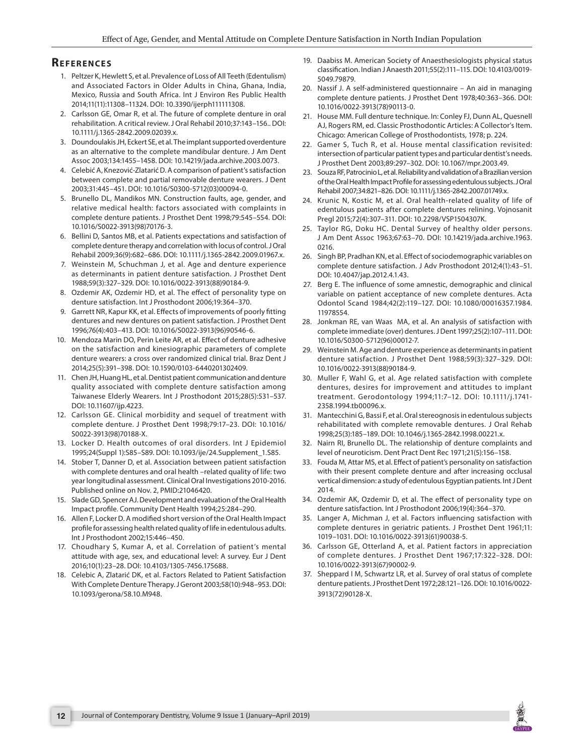## References

1. Peltzer K, Hewlett S, et al. Prevalence of Loss of All Teeth (Edentulism) and Associated Factors in Older Adults in China, Ghana, India, Mexico, Russia and South Africa. Int J Environ Res Public Health 2014;11(11):11308–11324. DOI: 10.3390/ijerph111111308.
2. Carlsson GE, Omar R, et al. The future of complete denture in oral rehabilitation. A critical review. J Oral Rehabil 2010;37:143–156.. DOI: 10.1111/j.1365-2842.2009.02039.x.
3. Doundoulakis JH, Eckert SE, et al. The implant supported overdenture as an alternative to the complete mandibular denture. J Am Dent Assoc 2003;134:1455–1458. DOI: 10.14219/jada.archive.2003.0073.
4. Celebić A, Knezović-Zlatarić D. A comparison of patient's satisfaction between complete and partial removable denture wearers. J Dent 2003;31:445–451. DOI: 10.1016/S0300-5712(03)00094-0.
5. Brunello DL, Mandikos MN. Construction faults, age, gender, and relative medical health: factors associated with complaints in complete denture patients. J Prosthet Dent 1998;79:545–554. DOI: 10.1016/S0022-3913(98)70176-3.
6. Bellini D, Santos MB, et al. Patients expectations and satisfaction of complete denture therapy and correlation with locus of control. J Oral Rehabil 2009;36(9):682–686. DOI: 10.1111/j.1365-2842.2009.01967.x.
7. Weinstein M, Schuchman J, et al. Age and denture experience as determinants in patient denture satisfaction. J Prosthet Dent 1988;59(3):327–329. DOI: 10.1016/0022-3913(88)90184-9.
8. Ozdemir AK, Ozdemir HD, et al. The effect of personality type on denture satisfaction. Int J Prosthodont 2006;19:364–370.
9. Garrett NR, Kapur KK, et al. Effects of improvements of poorly fitting dentures and new dentures on patient satisfaction. J Prosthet Dent 1996;76(4):403–413. DOI: 10.1016/S0022-3913(96)90546-6.
10. Mendoza Marin DO, Perin Leite AR, et al. Effect of denture adhesive on the satisfaction and kinesiographic parameters of complete denture wearers: a cross over randomized clinical trial. Braz Dent J 2014;25(5):391–398. DOI: 10.1590/0103-6440201302409.
11. Chen JH, Huang HL, et al. Dentist patient communication and denture quality associated with complete denture satisfaction among Taiwanese Elderly Wearers. Int J Prosthodont 2015;28(5):531–537. DOI: 10.11607/ijp.4223.
12. Carlsson GE. Clinical morbidity and sequel of treatment with complete denture. J Prosthet Dent 1998;79:17–23. DOI: 10.1016/S0022-3913(98)70188-X.
13. Locker D. Health outcomes of oral disorders. Int J Epidemiol 1995;24(Suppl 1):S85–S89. DOI: 10.1093/ije/24.Supplement_1.S85.
14. Stober T, Danner D, et al. Association between patient satisfaction with complete dentures and oral health –related quality of life: two year longitudinal assessment. Clinical Oral Investigations 2010-2016. Published online on Nov. 2, PMID:21046420.
15. Slade GD, Spencer AJ. Development and evaluation of the Oral Health Impact profile. Community Dent Health 1994;25:284–290.
16. Allen F, Locker D. A modified short version of the Oral Health Impact profile for assessing health related quality of life in edentulous adults. Int J Prosthodont 2002;15:446–450.
17. Choudhary S, Kumar A, et al. Correlation of patient's mental attitude with age, sex, and educational level: A survey. Eur J Dent 2016;10(1):23–28. DOI: 10.4103/1305-7456.175688.
18. Celebic A, Zlatarić DK, et al. Factors Related to Patient Satisfaction With Complete Denture Therapy. J Geront 2003;58(10):948–953. DOI: 10.1093/gerona/58.10.M948.
19. Daabiss M. American Society of Anaesthesiologists physical status classification. Indian J Anaesth 2011;55(2):111–115. DOI: 10.4103/0019-5049.79879.
20. Nassif J. A self-administered questionnaire – An aid in managing complete denture patients. J Prosthet Dent 1978;40:363–366. DOI: 10.1016/0022-3913(78)90113-0.
21. House MM. Full denture technique. In: Conley FJ, Dunn AL, Quesnell AJ, Rogers RM, ed. Classic Prosthodontic Articles: A Collector's Item. Chicago: American College of Prosthodontists, 1978; p. 224.
22. Gamer S, Tuch R, et al. House mental classification revisited: intersection of particular patient types and particular dentist's needs. J Prosthet Dent 2003;89:297–302. DOI: 10.1067/mpr.2003.49.
23. Souza RF, Patrocinio L, et al. Reliability and validation of a Brazilian version of the Oral Health Impact Profile for assessing edentulous subjects. J Oral Rehabil 2007;34:821–826. DOI: 10.1111/j.1365-2842.2007.01749.x.
24. Krunic N, Kostic M, et al. Oral health-related quality of life of edentulous patients after complete dentures relining. Vojnosanit Pregl 2015;72(4):307–311. DOI: 10.2298/VSP1504307K.
25. Taylor RG, Doku HC. Dental Survey of healthy older persons. J Am Dent Assoc 1963;67:63–70. DOI: 10.14219/jada.archive.1963.0216.
26. Singh BP, Pradhan KN, et al. Effect of sociodemographic variables on complete denture satisfaction. J Adv Prosthodont 2012;4(1):43–51. DOI: 10.4047/jap.2012.4.1.43.
27. Berg E. The influence of some amnestic, demographic and clinical variable on patient acceptance of new complete dentures. Acta Odontol Scand 1984;42(2):119–127. DOI: 10.1080/00016357.1984.11978554.
28. Jonkman RE, van Waas MA, et al. An analysis of satisfaction with complete immediate (over) dentures. J Dent 1997;25(2):107–111. DOI: 10.1016/S0300-5712(96)00012-7.
29. Weinstein M. Age and denture experience as determinants in patient denture satisfaction. J Prosthet Dent 1988;59(3):327–329. DOI: 10.1016/0022-3913(88)90184-9.
30. Muller F, Wahl G, et al. Age related satisfaction with complete dentures, desires for improvement and attitudes to implant treatment. Gerodontology 1994;11:7–12. DOI: 10.1111/j.1741-2358.1994.tb00096.x.
31. Mantecchini G, Bassi F, et al. Oral stereognosis in edentulous subjects rehabilitated with complete removable dentures. J Oral Rehab 1998;25(3):185–189. DOI: 10.1046/j.1365-2842.1998.00221.x.
32. Nairn RI, Brunello DL. The relationship of denture complaints and level of neuroticism. Dent Pract Dent Rec 1971;21(5):156–158.
33. Fouda M, Attar MS, et al. Effect of patient's personality on satisfaction with their present complete denture and after increasing occlusal vertical dimension: a study of edentulous Egyptian patients. Int J Dent 2014.
34. Ozdemir AK, Ozdemir D, et al. The effect of personality type on denture satisfaction. Int J Prosthodont 2006;19(4):364–370.
35. Langer A, Michman J, et al. Factors influencing satisfaction with complete dentures in geriatric patients. J Prosthet Dent 1961;11:1019–1031. DOI: 10.1016/0022-3913(61)90038-5.
36. Carlsson GE, Otterland A, et al. Patient factors in appreciation of complete dentures. J Prosthet Dent 1967;17:322–328. DOI: 10.1016/0022-3913(67)90002-9.
37. Sheppard I M, Schwartz LR, et al. Survey of oral status of complete denture patients. J Prosthet Dent 1972;28:121–126. DOI: 10.1016/0022-3913(72)90128-X.